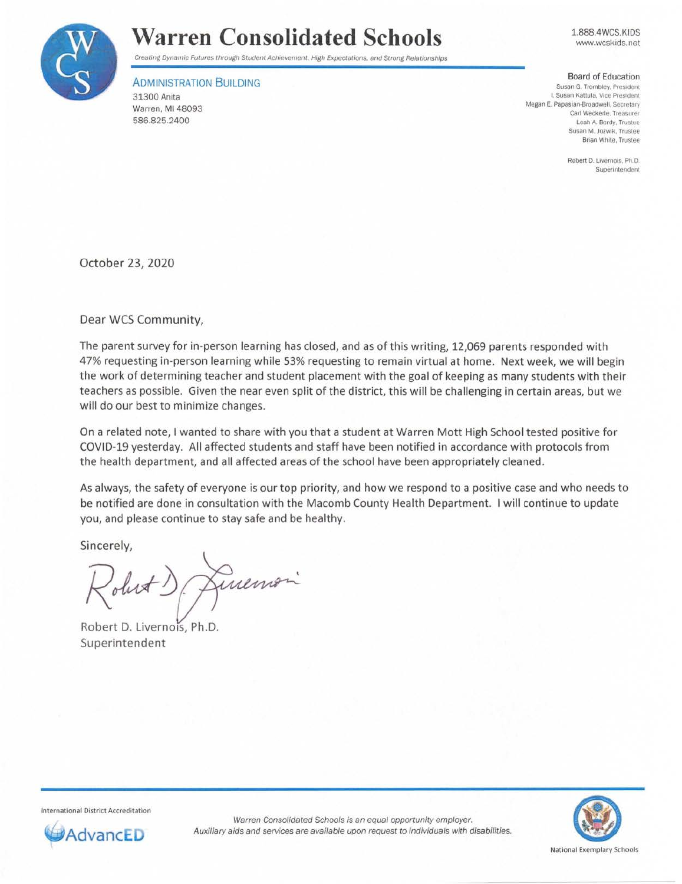# Warren Consolidated Schools

*Creating Dynamic Futures through Student Achievement, High Expectations, and Strong Relationships*

1.888.4WCS.KIDS
www.wcskids.net

ADMINISTRATION BUILDING
31300 Anita
Warren, MI 48093
586.825.2400

Board of Education
Susan G. Trombley, President
I. Susan Kattula, Vice President
Megan E. Papasian-Broadwell, Secretary
Carl Weckerle, Treasurer
Leah A. Berdy, Trustee
Susan M. Jozwik, Trustee
Brian White, Trustee

Robert D. Livernois, Ph.D.
Superintendent

October 23, 2020

Dear WCS Community,

The parent survey for in-person learning has closed, and as of this writing, 12,069 parents responded with 47% requesting in-person learning while 53% requesting to remain virtual at home. Next week, we will begin the work of determining teacher and student placement with the goal of keeping as many students with their teachers as possible. Given the near even split of the district, this will be challenging in certain areas, but we will do our best to minimize changes.

On a related note, I wanted to share with you that a student at Warren Mott High School tested positive for COVID-19 yesterday. All affected students and staff have been notified in accordance with protocols from the health department, and all affected areas of the school have been appropriately cleaned.

As always, the safety of everyone is our top priority, and how we respond to a positive case and who needs to be notified are done in consultation with the Macomb County Health Department. I will continue to update you, and please continue to stay safe and be healthy.

Sincerely,

Robert D. Livernois, Ph.D.
Superintendent

International District Accreditation
AdvancED

*Warren Consolidated Schools is an equal opportunity employer.*
*Auxiliary aids and services are available upon request to individuals with disabilities.*

National Exemplary Schools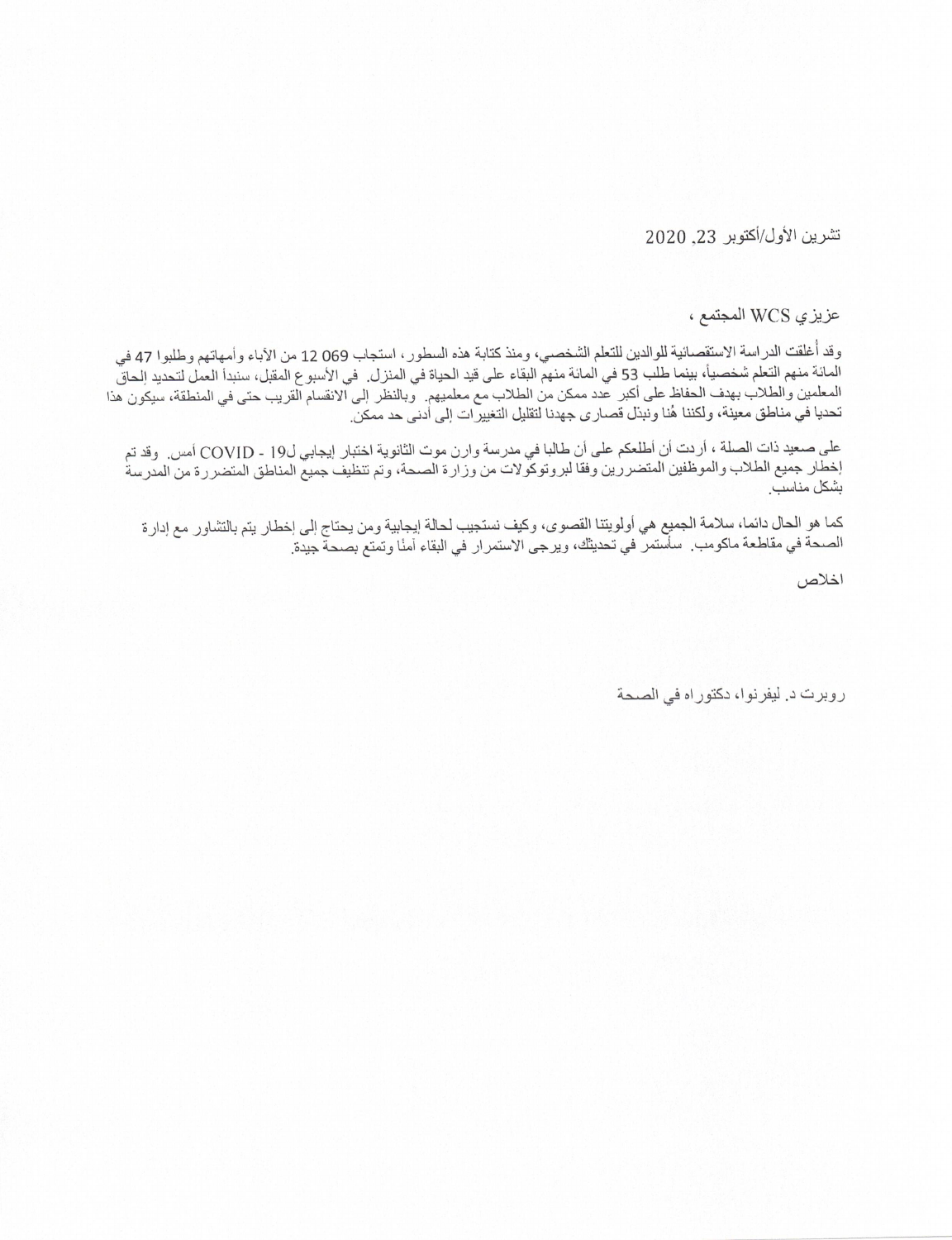تشرين الأول/أكتوبر 23، 2020

عزيزي WCS المجتمع ،

وقد أغلقت الدراسة الاستقصائية للوالدين للتعلم الشخصي، ومنذ كتابة هذه السطور، استجاب 069 12 من الآباء وأمهاتهم وطلبوا 47 في المائة منهم التعلم شخصياً، بينما طلب 53 في المائة منهم البقاء على قيد الحياة في المنزل. في الأسبوع المقبل، سنبدأ العمل لتحديد إلحاق المعلمين والطلاب بهدف الحفاظ على أكبر عدد ممكن من الطلاب مع معلميهم. وبالنظر إلى الانقسام القريب حتى في المنطقة، سيكون هذا تحديا في مناطق معينة، ولكننا هُنا ونبذل قصارى جهدنا لتقليل التغييرات إلى أدنى حد ممكن.

على صعيد ذات الصلة ، أردت أن أطلعكم على أن طالبا في مدرسة وارن موت الثانوية اختبار إيجابي لـ19 - COVID أمس. وقد تم إخطار جميع الطلاب والموظفين المتضررين وفقا لبروتوكولات من وزارة الصحة، وتم تنظيف جميع المناطق المتضررة من المدرسة بشكل مناسب.

كما هو الحال دائما، سلامة الجميع هي أولويتنا القصوى، وكيف نستجيب لحالة إيجابية ومن يحتاج إلى إخطار يتم بالتشاور مع إدارة الصحة في مقاطعة ماكومب. سأستمر في تحديثك، ويرجى الاستمرار في البقاء آمنًا وتمتع بصحة جيدة.

اخلاص

روبرت د. ليفرنوا، دكتوراه في الصحة